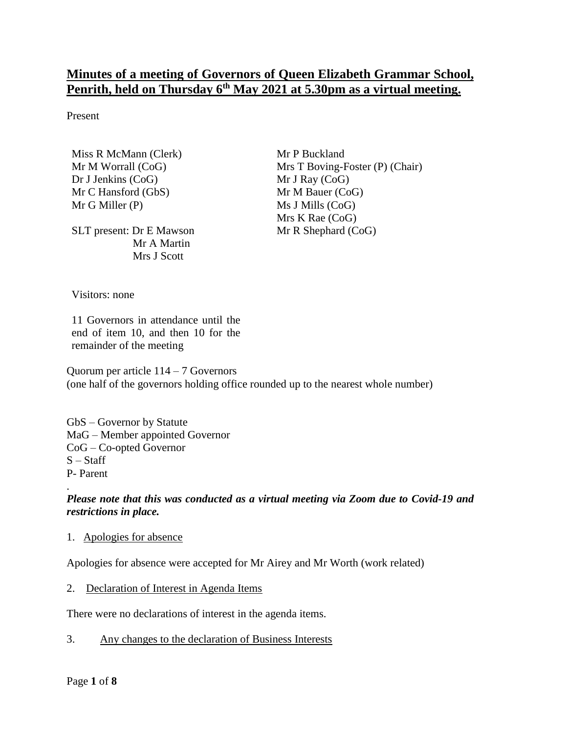# Minutes of a meeting of Governors of Queen Elizabeth Grammar School, Penrith, held on Thursday 6th May 2021 at 5.30pm as a virtual meeting.

Present

Miss R McMann (Clerk)
Mr M Worrall (CoG)
Dr J Jenkins (CoG)
Mr C Hansford (GbS)
Mr G Miller (P)

Mr P Buckland
Mrs T Boving-Foster (P) (Chair)
Mr J Ray (CoG)
Mr M Bauer (CoG)
Ms J Mills (CoG)
Mrs K Rae (CoG)
Mr R Shephard (CoG)

SLT present: Dr E Mawson
Mr A Martin
Mrs J Scott

Visitors: none

11 Governors in attendance until the end of item 10, and then 10 for the remainder of the meeting

Quorum per article 114 – 7 Governors
(one half of the governors holding office rounded up to the nearest whole number)

GbS – Governor by Statute
MaG – Member appointed Governor
CoG – Co-opted Governor
S – Staff
P- Parent

*Please note that this was conducted as a virtual meeting via Zoom due to Covid-19 and restrictions in place.*

1. Apologies for absence

Apologies for absence were accepted for Mr Airey and Mr Worth (work related)

2. Declaration of Interest in Agenda Items

There were no declarations of interest in the agenda items.

3. Any changes to the declaration of Business Interests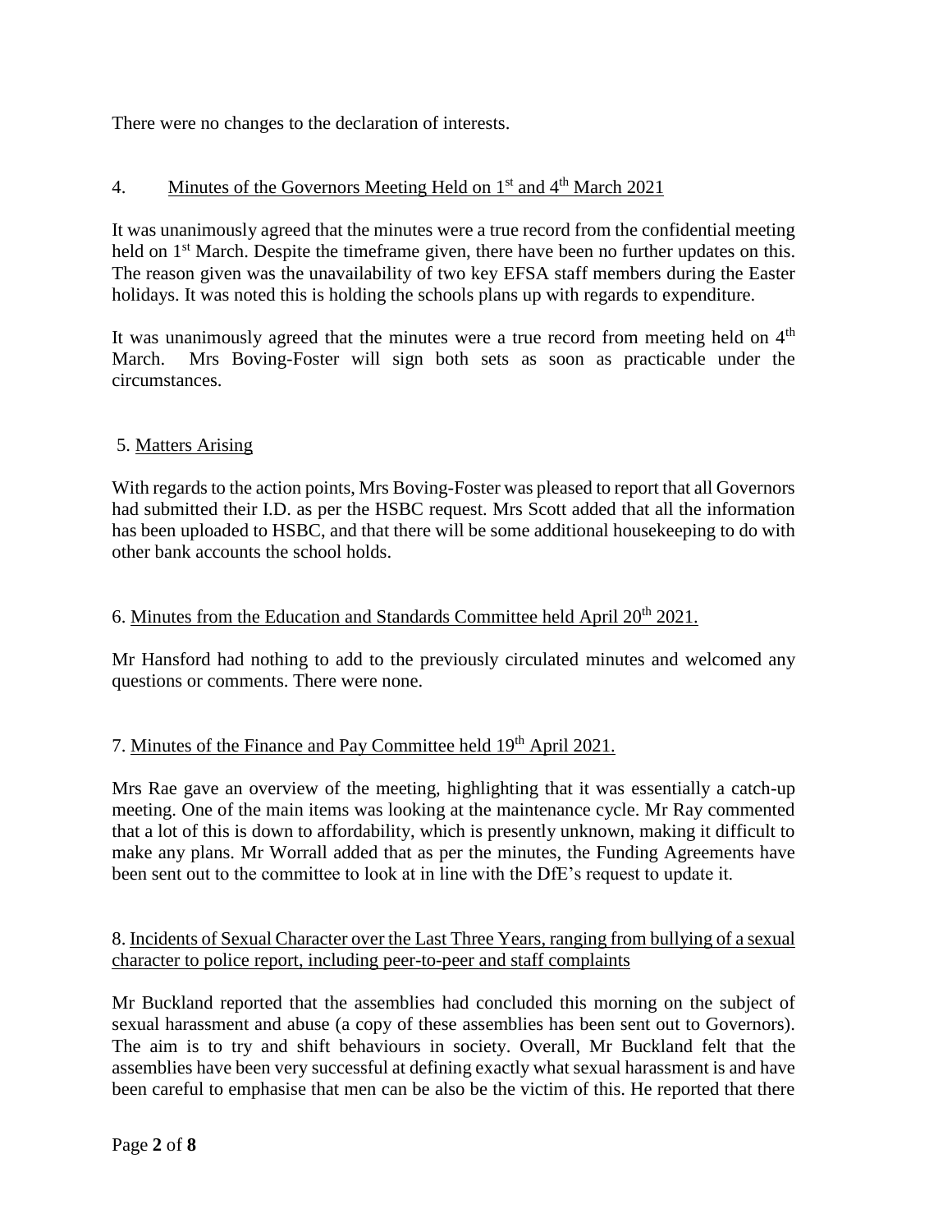There were no changes to the declaration of interests.

## 4. Minutes of the Governors Meeting Held on 1st and 4th March 2021

It was unanimously agreed that the minutes were a true record from the confidential meeting held on 1st March. Despite the timeframe given, there have been no further updates on this. The reason given was the unavailability of two key EFSA staff members during the Easter holidays. It was noted this is holding the schools plans up with regards to expenditure.

It was unanimously agreed that the minutes were a true record from meeting held on 4th March. Mrs Boving-Foster will sign both sets as soon as practicable under the circumstances.

## 5. Matters Arising

With regards to the action points, Mrs Boving-Foster was pleased to report that all Governors had submitted their I.D. as per the HSBC request. Mrs Scott added that all the information has been uploaded to HSBC, and that there will be some additional housekeeping to do with other bank accounts the school holds.

## 6. Minutes from the Education and Standards Committee held April 20th 2021.

Mr Hansford had nothing to add to the previously circulated minutes and welcomed any questions or comments. There were none.

## 7. Minutes of the Finance and Pay Committee held 19th April 2021.

Mrs Rae gave an overview of the meeting, highlighting that it was essentially a catch-up meeting. One of the main items was looking at the maintenance cycle. Mr Ray commented that a lot of this is down to affordability, which is presently unknown, making it difficult to make any plans. Mr Worrall added that as per the minutes, the Funding Agreements have been sent out to the committee to look at in line with the DfE's request to update it.

## 8. Incidents of Sexual Character over the Last Three Years, ranging from bullying of a sexual character to police report, including peer-to-peer and staff complaints

Mr Buckland reported that the assemblies had concluded this morning on the subject of sexual harassment and abuse (a copy of these assemblies has been sent out to Governors). The aim is to try and shift behaviours in society. Overall, Mr Buckland felt that the assemblies have been very successful at defining exactly what sexual harassment is and have been careful to emphasise that men can be also be the victim of this. He reported that there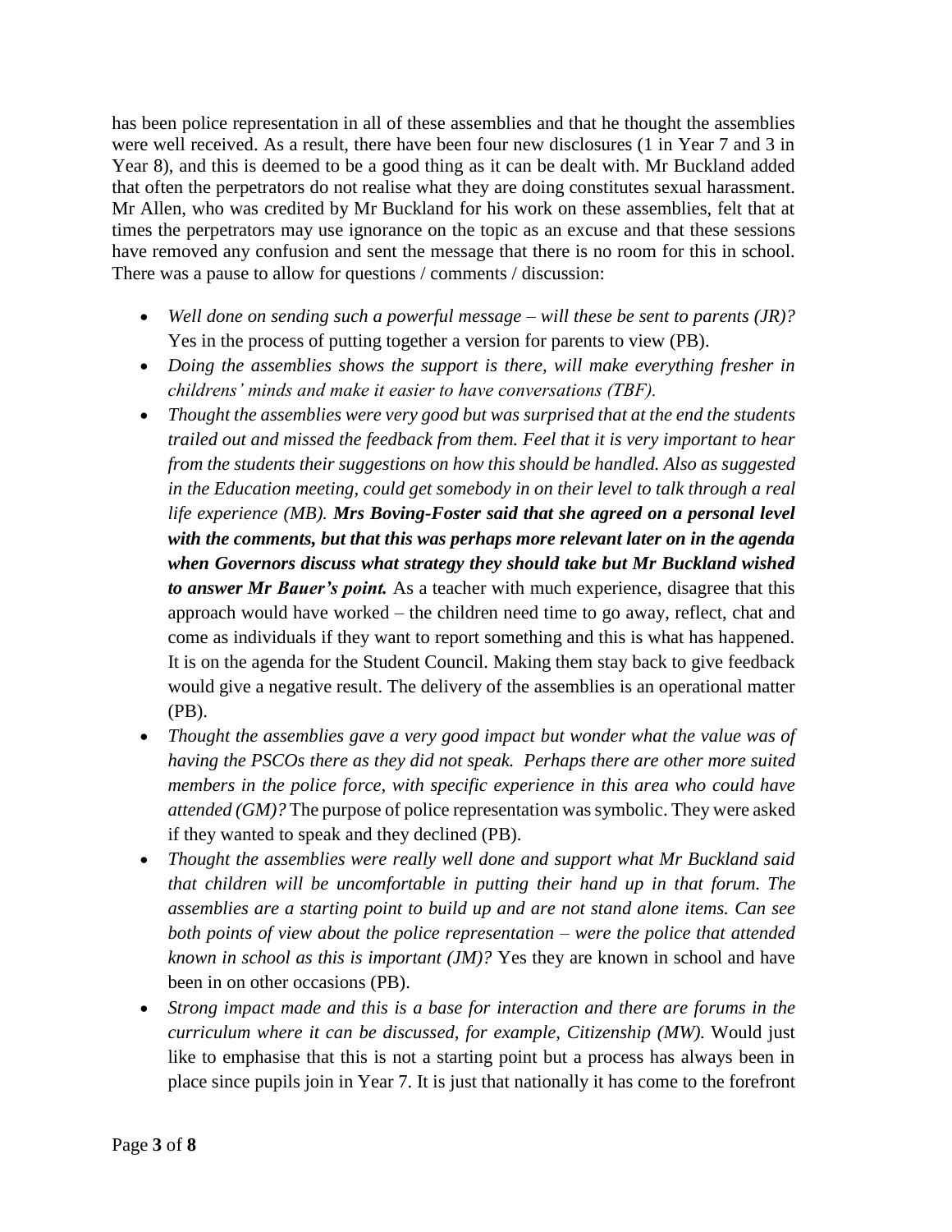has been police representation in all of these assemblies and that he thought the assemblies were well received. As a result, there have been four new disclosures (1 in Year 7 and 3 in Year 8), and this is deemed to be a good thing as it can be dealt with. Mr Buckland added that often the perpetrators do not realise what they are doing constitutes sexual harassment. Mr Allen, who was credited by Mr Buckland for his work on these assemblies, felt that at times the perpetrators may use ignorance on the topic as an excuse and that these sessions have removed any confusion and sent the message that there is no room for this in school. There was a pause to allow for questions / comments / discussion:

- *Well done on sending such a powerful message – will these be sent to parents (JR)?* Yes in the process of putting together a version for parents to view (PB).
- *Doing the assemblies shows the support is there, will make everything fresher in childrens' minds and make it easier to have conversations (TBF).*
- *Thought the assemblies were very good but was surprised that at the end the students trailed out and missed the feedback from them. Feel that it is very important to hear from the students their suggestions on how this should be handled. Also as suggested in the Education meeting, could get somebody in on their level to talk through a real life experience (MB).* ***Mrs Boving-Foster said that she agreed on a personal level with the comments, but that this was perhaps more relevant later on in the agenda when Governors discuss what strategy they should take but Mr Buckland wished to answer Mr Bauer's point.*** As a teacher with much experience, disagree that this approach would have worked – the children need time to go away, reflect, chat and come as individuals if they want to report something and this is what has happened. It is on the agenda for the Student Council. Making them stay back to give feedback would give a negative result. The delivery of the assemblies is an operational matter (PB).
- *Thought the assemblies gave a very good impact but wonder what the value was of having the PSCOs there as they did not speak. Perhaps there are other more suited members in the police force, with specific experience in this area who could have attended (GM)?* The purpose of police representation was symbolic. They were asked if they wanted to speak and they declined (PB).
- *Thought the assemblies were really well done and support what Mr Buckland said that children will be uncomfortable in putting their hand up in that forum. The assemblies are a starting point to build up and are not stand alone items. Can see both points of view about the police representation – were the police that attended known in school as this is important (JM)?* Yes they are known in school and have been in on other occasions (PB).
- *Strong impact made and this is a base for interaction and there are forums in the curriculum where it can be discussed, for example, Citizenship (MW).* Would just like to emphasise that this is not a starting point but a process has always been in place since pupils join in Year 7. It is just that nationally it has come to the forefront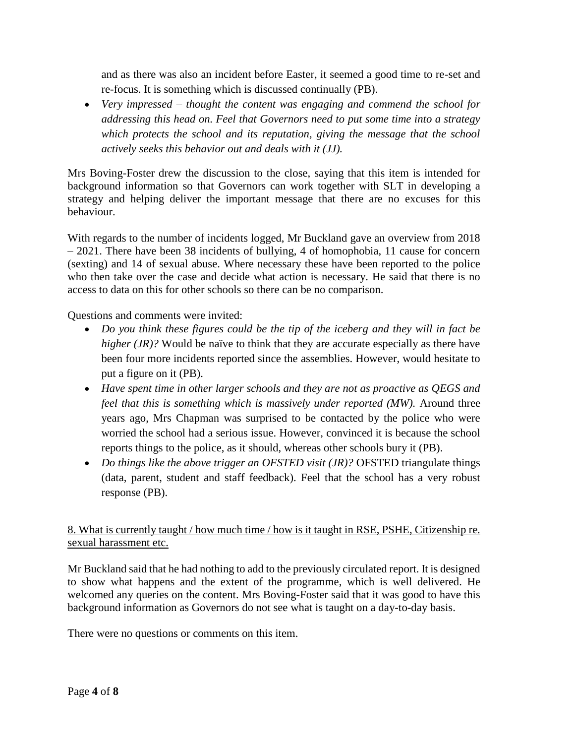and as there was also an incident before Easter, it seemed a good time to re-set and re-focus. It is something which is discussed continually (PB).

- *Very impressed – thought the content was engaging and commend the school for addressing this head on. Feel that Governors need to put some time into a strategy which protects the school and its reputation, giving the message that the school actively seeks this behavior out and deals with it (JJ).*

Mrs Boving-Foster drew the discussion to the close, saying that this item is intended for background information so that Governors can work together with SLT in developing a strategy and helping deliver the important message that there are no excuses for this behaviour.

With regards to the number of incidents logged, Mr Buckland gave an overview from 2018 – 2021. There have been 38 incidents of bullying, 4 of homophobia, 11 cause for concern (sexting) and 14 of sexual abuse. Where necessary these have been reported to the police who then take over the case and decide what action is necessary. He said that there is no access to data on this for other schools so there can be no comparison.

Questions and comments were invited:

- *Do you think these figures could be the tip of the iceberg and they will in fact be higher (JR)?* Would be naïve to think that they are accurate especially as there have been four more incidents reported since the assemblies. However, would hesitate to put a figure on it (PB).
- *Have spent time in other larger schools and they are not as proactive as QEGS and feel that this is something which is massively under reported (MW).* Around three years ago, Mrs Chapman was surprised to be contacted by the police who were worried the school had a serious issue. However, convinced it is because the school reports things to the police, as it should, whereas other schools bury it (PB).
- *Do things like the above trigger an OFSTED visit (JR)?* OFSTED triangulate things (data, parent, student and staff feedback). Feel that the school has a very robust response (PB).

<u>8. What is currently taught / how much time / how is it taught in RSE, PSHE, Citizenship re. sexual harassment etc.</u>

Mr Buckland said that he had nothing to add to the previously circulated report. It is designed to show what happens and the extent of the programme, which is well delivered. He welcomed any queries on the content. Mrs Boving-Foster said that it was good to have this background information as Governors do not see what is taught on a day-to-day basis.

There were no questions or comments on this item.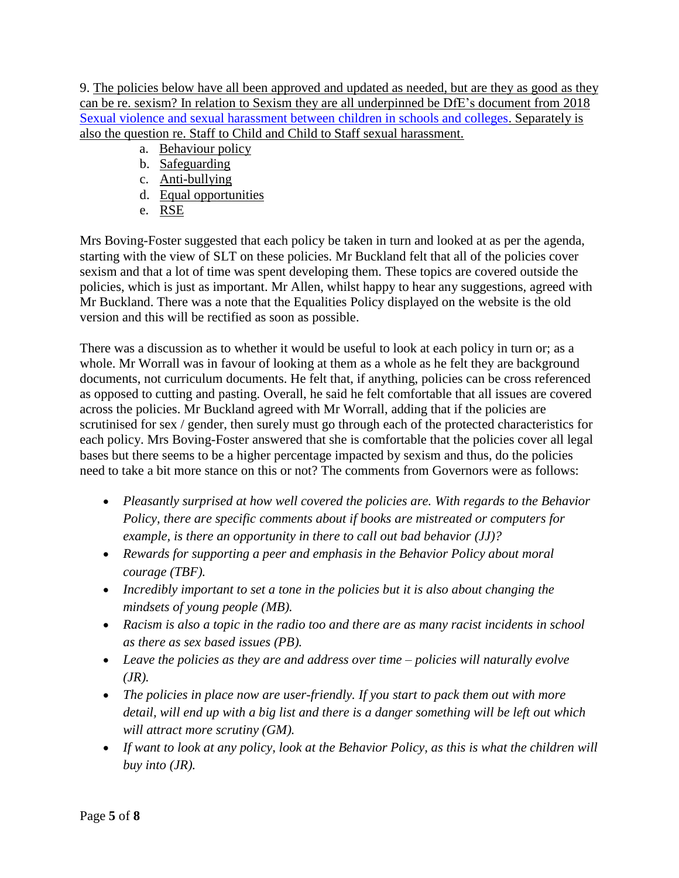9. The policies below have all been approved and updated as needed, but are they as good as they can be re. sexism? In relation to Sexism they are all underpinned be DfE's document from 2018 Sexual violence and sexual harassment between children in schools and colleges. Separately is also the question re. Staff to Child and Child to Staff sexual harassment.

a. Behaviour policy
b. Safeguarding
c. Anti-bullying
d. Equal opportunities
e. RSE

Mrs Boving-Foster suggested that each policy be taken in turn and looked at as per the agenda, starting with the view of SLT on these policies. Mr Buckland felt that all of the policies cover sexism and that a lot of time was spent developing them. These topics are covered outside the policies, which is just as important. Mr Allen, whilst happy to hear any suggestions, agreed with Mr Buckland. There was a note that the Equalities Policy displayed on the website is the old version and this will be rectified as soon as possible.

There was a discussion as to whether it would be useful to look at each policy in turn or; as a whole. Mr Worrall was in favour of looking at them as a whole as he felt they are background documents, not curriculum documents. He felt that, if anything, policies can be cross referenced as opposed to cutting and pasting. Overall, he said he felt comfortable that all issues are covered across the policies. Mr Buckland agreed with Mr Worrall, adding that if the policies are scrutinised for sex / gender, then surely must go through each of the protected characteristics for each policy. Mrs Boving-Foster answered that she is comfortable that the policies cover all legal bases but there seems to be a higher percentage impacted by sexism and thus, do the policies need to take a bit more stance on this or not? The comments from Governors were as follows:

- *Pleasantly surprised at how well covered the policies are. With regards to the Behavior Policy, there are specific comments about if books are mistreated or computers for example, is there an opportunity in there to call out bad behavior (JJ)?*
- *Rewards for supporting a peer and emphasis in the Behavior Policy about moral courage (TBF).*
- *Incredibly important to set a tone in the policies but it is also about changing the mindsets of young people (MB).*
- *Racism is also a topic in the radio too and there are as many racist incidents in school as there as sex based issues (PB).*
- *Leave the policies as they are and address over time – policies will naturally evolve (JR).*
- *The policies in place now are user-friendly. If you start to pack them out with more detail, will end up with a big list and there is a danger something will be left out which will attract more scrutiny (GM).*
- *If want to look at any policy, look at the Behavior Policy, as this is what the children will buy into (JR).*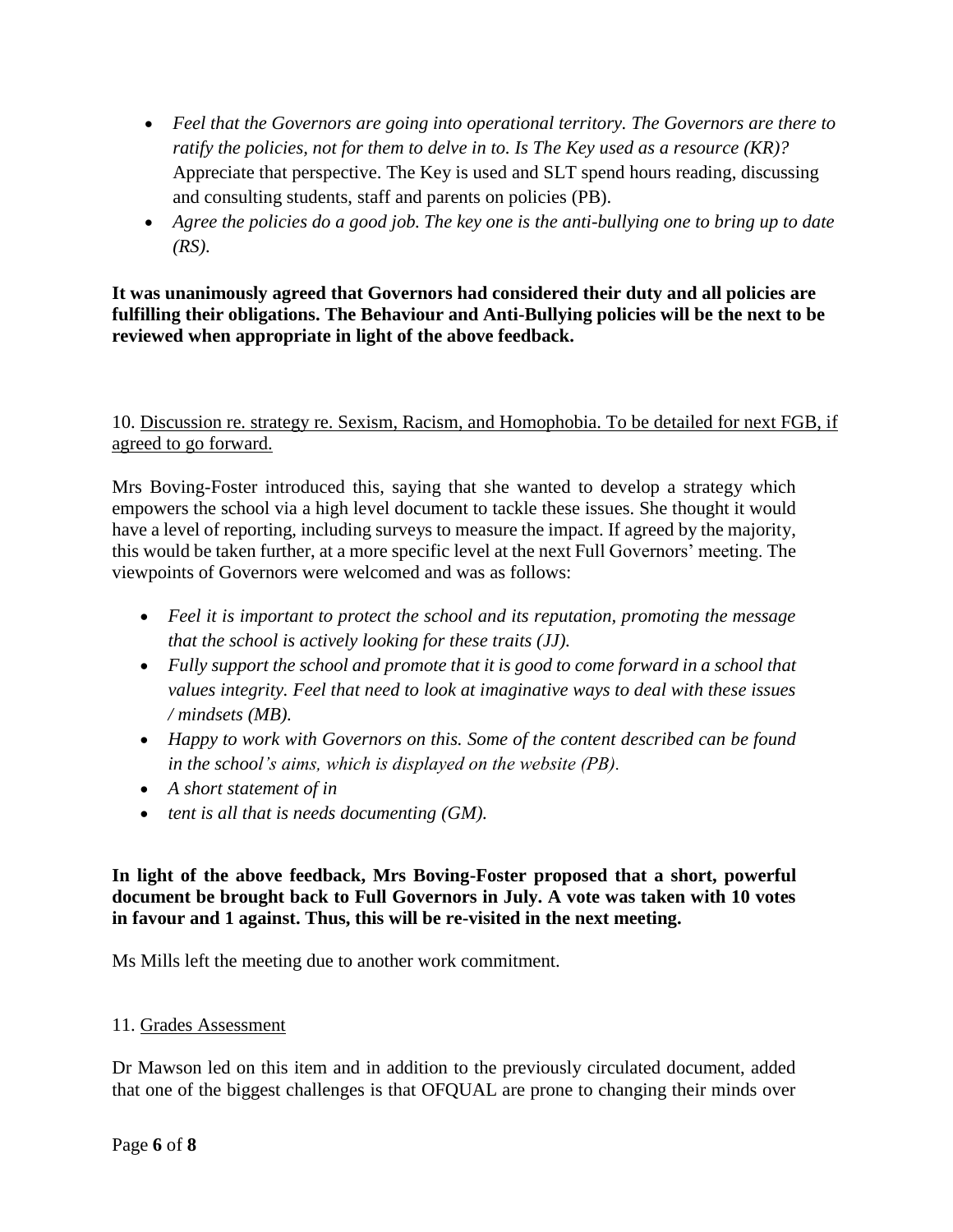- *Feel that the Governors are going into operational territory. The Governors are there to ratify the policies, not for them to delve in to. Is The Key used as a resource (KR)?* Appreciate that perspective. The Key is used and SLT spend hours reading, discussing and consulting students, staff and parents on policies (PB).
- *Agree the policies do a good job. The key one is the anti-bullying one to bring up to date (RS).*

**It was unanimously agreed that Governors had considered their duty and all policies are fulfilling their obligations. The Behaviour and Anti-Bullying policies will be the next to be reviewed when appropriate in light of the above feedback.**

10. Discussion re. strategy re. Sexism, Racism, and Homophobia. To be detailed for next FGB, if agreed to go forward.

Mrs Boving-Foster introduced this, saying that she wanted to develop a strategy which empowers the school via a high level document to tackle these issues. She thought it would have a level of reporting, including surveys to measure the impact. If agreed by the majority, this would be taken further, at a more specific level at the next Full Governors' meeting. The viewpoints of Governors were welcomed and was as follows:

- *Feel it is important to protect the school and its reputation, promoting the message that the school is actively looking for these traits (JJ).*
- *Fully support the school and promote that it is good to come forward in a school that values integrity. Feel that need to look at imaginative ways to deal with these issues / mindsets (MB).*
- *Happy to work with Governors on this. Some of the content described can be found in the school's aims, which is displayed on the website (PB).*
- *A short statement of in*
- *tent is all that is needs documenting (GM).*

**In light of the above feedback, Mrs Boving-Foster proposed that a short, powerful document be brought back to Full Governors in July. A vote was taken with 10 votes in favour and 1 against. Thus, this will be re-visited in the next meeting.**

Ms Mills left the meeting due to another work commitment.

11. Grades Assessment

Dr Mawson led on this item and in addition to the previously circulated document, added that one of the biggest challenges is that OFQUAL are prone to changing their minds over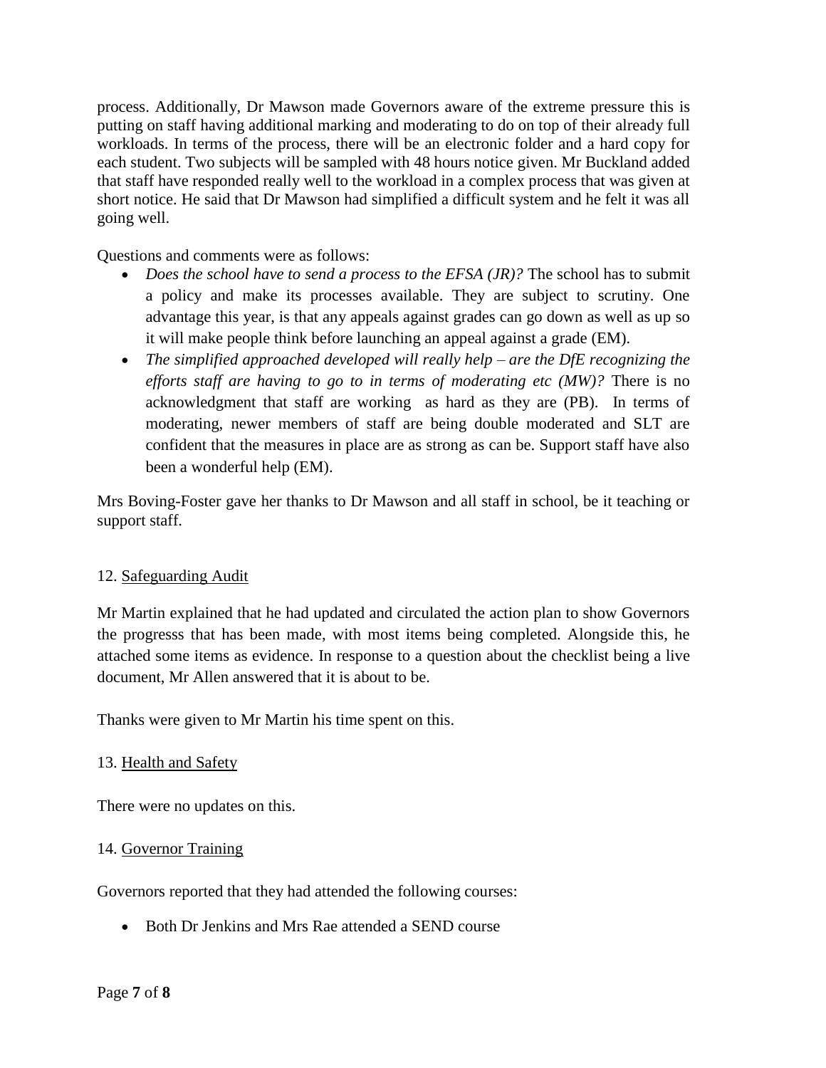process. Additionally, Dr Mawson made Governors aware of the extreme pressure this is putting on staff having additional marking and moderating to do on top of their already full workloads. In terms of the process, there will be an electronic folder and a hard copy for each student. Two subjects will be sampled with 48 hours notice given. Mr Buckland added that staff have responded really well to the workload in a complex process that was given at short notice. He said that Dr Mawson had simplified a difficult system and he felt it was all going well.

Questions and comments were as follows:

- *Does the school have to send a process to the EFSA (JR)?* The school has to submit a policy and make its processes available. They are subject to scrutiny. One advantage this year, is that any appeals against grades can go down as well as up so it will make people think before launching an appeal against a grade (EM).
- *The simplified approached developed will really help – are the DfE recognizing the efforts staff are having to go to in terms of moderating etc (MW)?* There is no acknowledgment that staff are working as hard as they are (PB). In terms of moderating, newer members of staff are being double moderated and SLT are confident that the measures in place are as strong as can be. Support staff have also been a wonderful help (EM).

Mrs Boving-Foster gave her thanks to Dr Mawson and all staff in school, be it teaching or support staff.

12. <u>Safeguarding Audit</u>

Mr Martin explained that he had updated and circulated the action plan to show Governors the progresss that has been made, with most items being completed. Alongside this, he attached some items as evidence. In response to a question about the checklist being a live document, Mr Allen answered that it is about to be.

Thanks were given to Mr Martin his time spent on this.

13. <u>Health and Safety</u>

There were no updates on this.

14. <u>Governor Training</u>

Governors reported that they had attended the following courses:

- Both Dr Jenkins and Mrs Rae attended a SEND course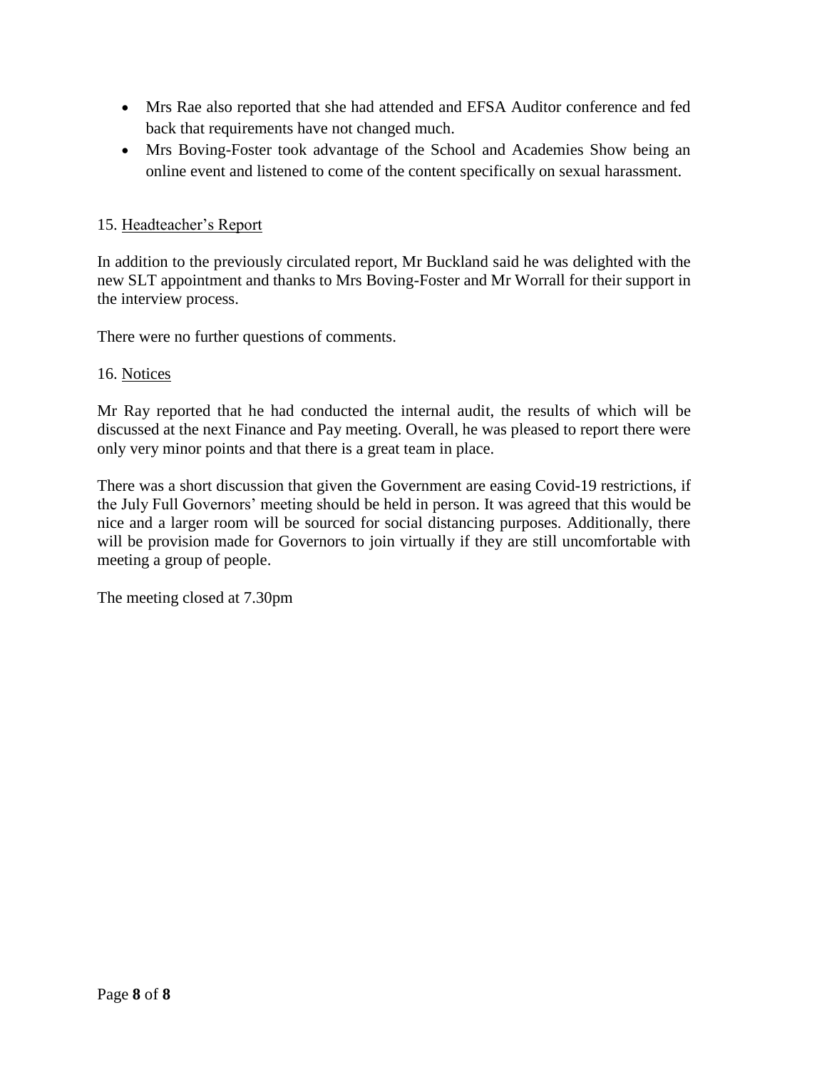- Mrs Rae also reported that she had attended and EFSA Auditor conference and fed back that requirements have not changed much.
- Mrs Boving-Foster took advantage of the School and Academies Show being an online event and listened to come of the content specifically on sexual harassment.

15. Headteacher's Report

In addition to the previously circulated report, Mr Buckland said he was delighted with the new SLT appointment and thanks to Mrs Boving-Foster and Mr Worrall for their support in the interview process.

There were no further questions of comments.

16. Notices

Mr Ray reported that he had conducted the internal audit, the results of which will be discussed at the next Finance and Pay meeting. Overall, he was pleased to report there were only very minor points and that there is a great team in place.

There was a short discussion that given the Government are easing Covid-19 restrictions, if the July Full Governors' meeting should be held in person. It was agreed that this would be nice and a larger room will be sourced for social distancing purposes. Additionally, there will be provision made for Governors to join virtually if they are still uncomfortable with meeting a group of people.

The meeting closed at 7.30pm